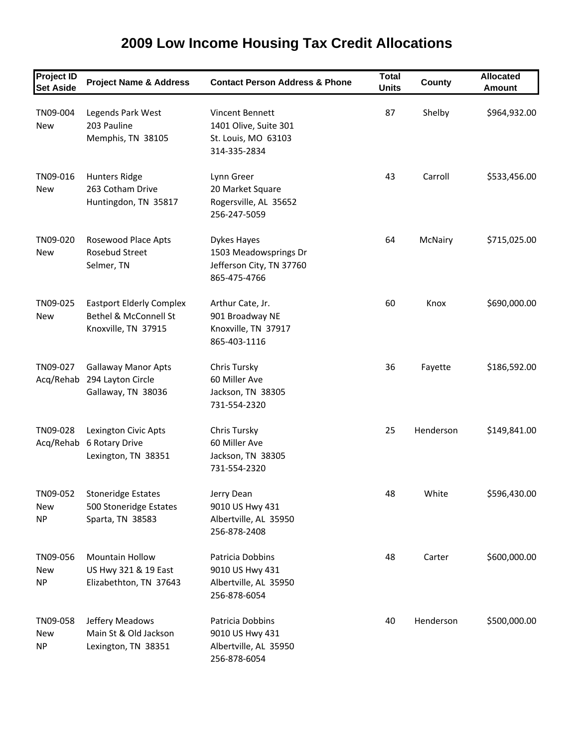# 2009 Low Income Housing Tax Credit Allocations

| Project ID Set Aside | Project Name & Address | Contact Person Address & Phone | Total Units | County | Allocated Amount |
|---|---|---|---|---|---|
| TN09-004 New | Legends Park West 203 Pauline Memphis, TN 38105 | Vincent Bennett 1401 Olive, Suite 301 St. Louis, MO 63103 314-335-2834 | 87 | Shelby | $964,932.00 |
| TN09-016 New | Hunters Ridge 263 Cotham Drive Huntingdon, TN 35817 | Lynn Greer 20 Market Square Rogersville, AL 35652 256-247-5059 | 43 | Carroll | $533,456.00 |
| TN09-020 New | Rosewood Place Apts Rosebud Street Selmer, TN | Dykes Hayes 1503 Meadowsprings Dr Jefferson City, TN 37760 865-475-4766 | 64 | McNairy | $715,025.00 |
| TN09-025 New | Eastport Elderly Complex Bethel & McConnell St Knoxville, TN 37915 | Arthur Cate, Jr. 901 Broadway NE Knoxville, TN 37917 865-403-1116 | 60 | Knox | $690,000.00 |
| TN09-027 Acq/Rehab | Gallaway Manor Apts 294 Layton Circle Gallaway, TN 38036 | Chris Tursky 60 Miller Ave Jackson, TN 38305 731-554-2320 | 36 | Fayette | $186,592.00 |
| TN09-028 Acq/Rehab | Lexington Civic Apts 6 Rotary Drive Lexington, TN 38351 | Chris Tursky 60 Miller Ave Jackson, TN 38305 731-554-2320 | 25 | Henderson | $149,841.00 |
| TN09-052 New NP | Stoneridge Estates 500 Stoneridge Estates Sparta, TN 38583 | Jerry Dean 9010 US Hwy 431 Albertville, AL 35950 256-878-2408 | 48 | White | $596,430.00 |
| TN09-056 New NP | Mountain Hollow US Hwy 321 & 19 East Elizabethton, TN 37643 | Patricia Dobbins 9010 US Hwy 431 Albertville, AL 35950 256-878-6054 | 48 | Carter | $600,000.00 |
| TN09-058 New NP | Jeffery Meadows Main St & Old Jackson Lexington, TN 38351 | Patricia Dobbins 9010 US Hwy 431 Albertville, AL 35950 256-878-6054 | 40 | Henderson | $500,000.00 |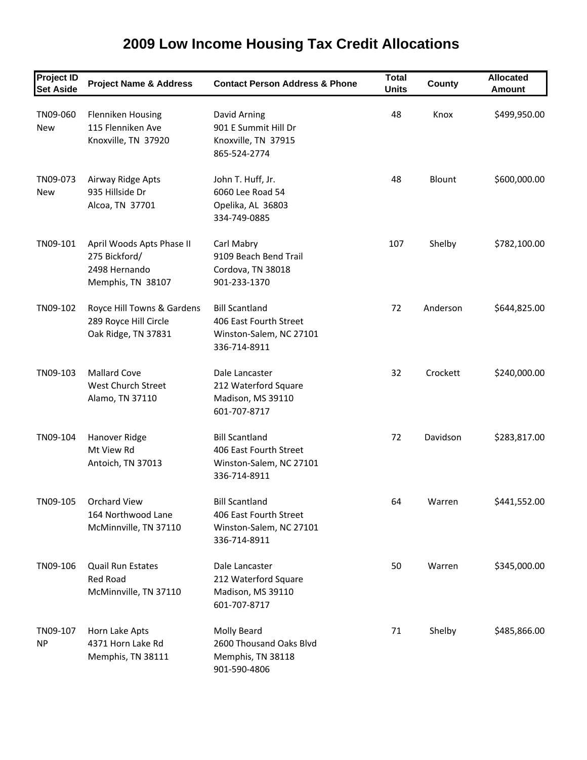# 2009 Low Income Housing Tax Credit Allocations

| Project ID Set Aside | Project Name & Address | Contact Person Address & Phone | Total Units | County | Allocated Amount |
|---|---|---|---|---|---|
| TN09-060 New | Flenniken Housing 115 Flenniken Ave Knoxville, TN 37920 | David Arning 901 E Summit Hill Dr Knoxville, TN 37915 865-524-2774 | 48 | Knox | $499,950.00 |
| TN09-073 New | Airway Ridge Apts 935 Hillside Dr Alcoa, TN 37701 | John T. Huff, Jr. 6060 Lee Road 54 Opelika, AL 36803 334-749-0885 | 48 | Blount | $600,000.00 |
| TN09-101 | April Woods Apts Phase II 275 Bickford/ 2498 Hernando Memphis, TN 38107 | Carl Mabry 9109 Beach Bend Trail Cordova, TN 38018 901-233-1370 | 107 | Shelby | $782,100.00 |
| TN09-102 | Royce Hill Towns & Gardens 289 Royce Hill Circle Oak Ridge, TN 37831 | Bill Scantland 406 East Fourth Street Winston-Salem, NC 27101 336-714-8911 | 72 | Anderson | $644,825.00 |
| TN09-103 | Mallard Cove West Church Street Alamo, TN 37110 | Dale Lancaster 212 Waterford Square Madison, MS 39110 601-707-8717 | 32 | Crockett | $240,000.00 |
| TN09-104 | Hanover Ridge Mt View Rd Antoich, TN 37013 | Bill Scantland 406 East Fourth Street Winston-Salem, NC 27101 336-714-8911 | 72 | Davidson | $283,817.00 |
| TN09-105 | Orchard View 164 Northwood Lane McMinnville, TN 37110 | Bill Scantland 406 East Fourth Street Winston-Salem, NC 27101 336-714-8911 | 64 | Warren | $441,552.00 |
| TN09-106 | Quail Run Estates Red Road McMinnville, TN 37110 | Dale Lancaster 212 Waterford Square Madison, MS 39110 601-707-8717 | 50 | Warren | $345,000.00 |
| TN09-107 NP | Horn Lake Apts 4371 Horn Lake Rd Memphis, TN 38111 | Molly Beard 2600 Thousand Oaks Blvd Memphis, TN 38118 901-590-4806 | 71 | Shelby | $485,866.00 |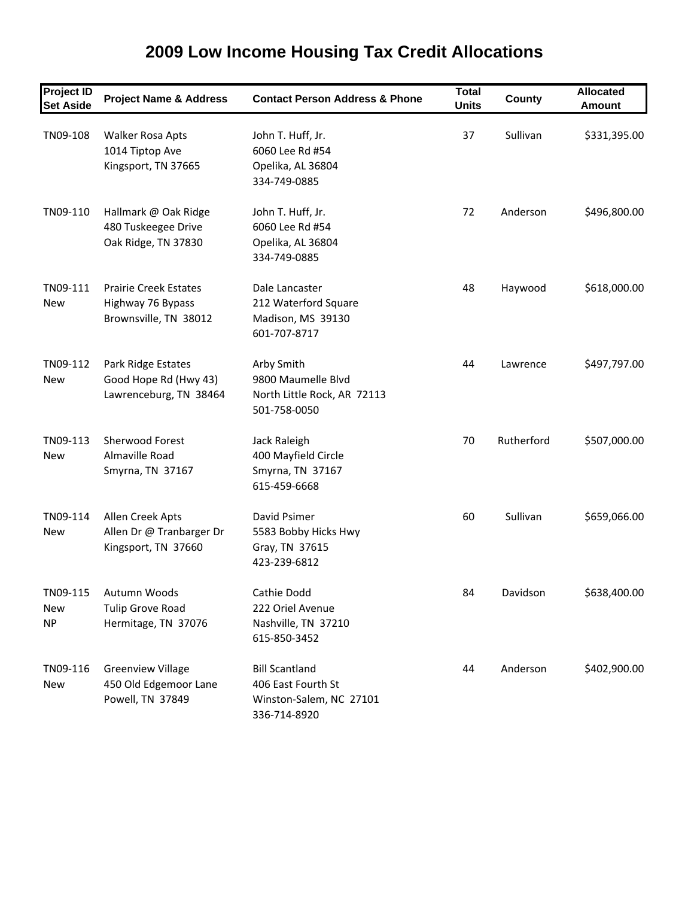# 2009 Low Income Housing Tax Credit Allocations

| Project ID Set Aside | Project Name & Address | Contact Person Address & Phone | Total Units | County | Allocated Amount |
|---|---|---|---|---|---|
| TN09-108 | Walker Rosa Apts<br>1014 Tiptop Ave<br>Kingsport, TN 37665 | John T. Huff, Jr.<br>6060 Lee Rd #54<br>Opelika, AL 36804<br>334-749-0885 | 37 | Sullivan | $331,395.00 |
| TN09-110 | Hallmark @ Oak Ridge<br>480 Tuskeegee Drive<br>Oak Ridge, TN 37830 | John T. Huff, Jr.<br>6060 Lee Rd #54<br>Opelika, AL 36804<br>334-749-0885 | 72 | Anderson | $496,800.00 |
| TN09-111<br>New | Prairie Creek Estates<br>Highway 76 Bypass<br>Brownsville, TN 38012 | Dale Lancaster<br>212 Waterford Square<br>Madison, MS 39130<br>601-707-8717 | 48 | Haywood | $618,000.00 |
| TN09-112<br>New | Park Ridge Estates<br>Good Hope Rd (Hwy 43)<br>Lawrenceburg, TN 38464 | Arby Smith<br>9800 Maumelle Blvd<br>North Little Rock, AR 72113<br>501-758-0050 | 44 | Lawrence | $497,797.00 |
| TN09-113<br>New | Sherwood Forest<br>Almaville Road<br>Smyrna, TN 37167 | Jack Raleigh<br>400 Mayfield Circle<br>Smyrna, TN 37167<br>615-459-6668 | 70 | Rutherford | $507,000.00 |
| TN09-114<br>New | Allen Creek Apts<br>Allen Dr @ Tranbarger Dr<br>Kingsport, TN 37660 | David Psimer<br>5583 Bobby Hicks Hwy<br>Gray, TN 37615<br>423-239-6812 | 60 | Sullivan | $659,066.00 |
| TN09-115<br>New<br>NP | Autumn Woods<br>Tulip Grove Road<br>Hermitage, TN 37076 | Cathie Dodd<br>222 Oriel Avenue<br>Nashville, TN 37210<br>615-850-3452 | 84 | Davidson | $638,400.00 |
| TN09-116<br>New | Greenview Village<br>450 Old Edgemoor Lane<br>Powell, TN 37849 | Bill Scantland<br>406 East Fourth St<br>Winston-Salem, NC 27101<br>336-714-8920 | 44 | Anderson | $402,900.00 |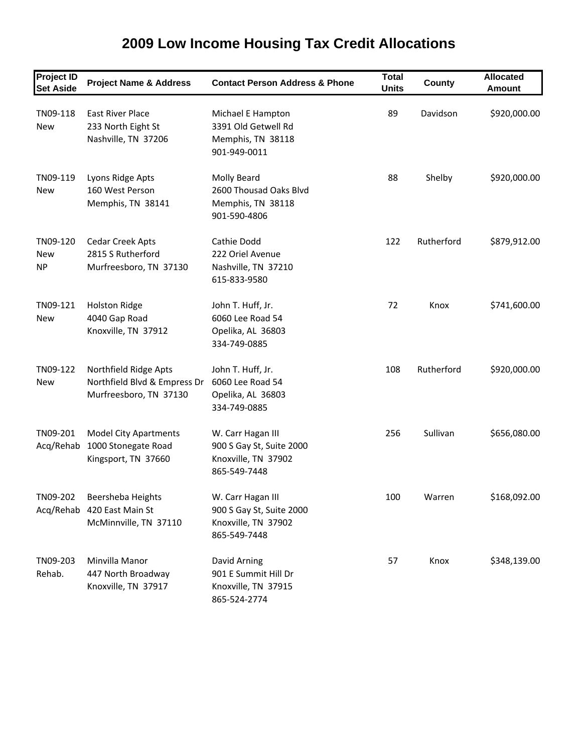# 2009 Low Income Housing Tax Credit Allocations

| Project ID Set Aside | Project Name & Address | Contact Person Address & Phone | Total Units | County | Allocated Amount |
|---|---|---|---|---|---|
| TN09-118 New | East River Place 233 North Eight St Nashville, TN 37206 | Michael E Hampton 3391 Old Getwell Rd Memphis, TN 38118 901-949-0011 | 89 | Davidson | $920,000.00 |
| TN09-119 New | Lyons Ridge Apts 160 West Person Memphis, TN 38141 | Molly Beard 2600 Thousad Oaks Blvd Memphis, TN 38118 901-590-4806 | 88 | Shelby | $920,000.00 |
| TN09-120 New NP | Cedar Creek Apts 2815 S Rutherford Murfreesboro, TN 37130 | Cathie Dodd 222 Oriel Avenue Nashville, TN 37210 615-833-9580 | 122 | Rutherford | $879,912.00 |
| TN09-121 New | Holston Ridge 4040 Gap Road Knoxville, TN 37912 | John T. Huff, Jr. 6060 Lee Road 54 Opelika, AL 36803 334-749-0885 | 72 | Knox | $741,600.00 |
| TN09-122 New | Northfield Ridge Apts Northfield Blvd & Empress Dr Murfreesboro, TN 37130 | John T. Huff, Jr. 6060 Lee Road 54 Opelika, AL 36803 334-749-0885 | 108 | Rutherford | $920,000.00 |
| TN09-201 Acq/Rehab | Model City Apartments 1000 Stonegate Road Kingsport, TN 37660 | W. Carr Hagan III 900 S Gay St, Suite 2000 Knoxville, TN 37902 865-549-7448 | 256 | Sullivan | $656,080.00 |
| TN09-202 Acq/Rehab | Beersheba Heights 420 East Main St McMinnville, TN 37110 | W. Carr Hagan III 900 S Gay St, Suite 2000 Knoxville, TN 37902 865-549-7448 | 100 | Warren | $168,092.00 |
| TN09-203 Rehab. | Minvilla Manor 447 North Broadway Knoxville, TN 37917 | David Arning 901 E Summit Hill Dr Knoxville, TN 37915 865-524-2774 | 57 | Knox | $348,139.00 |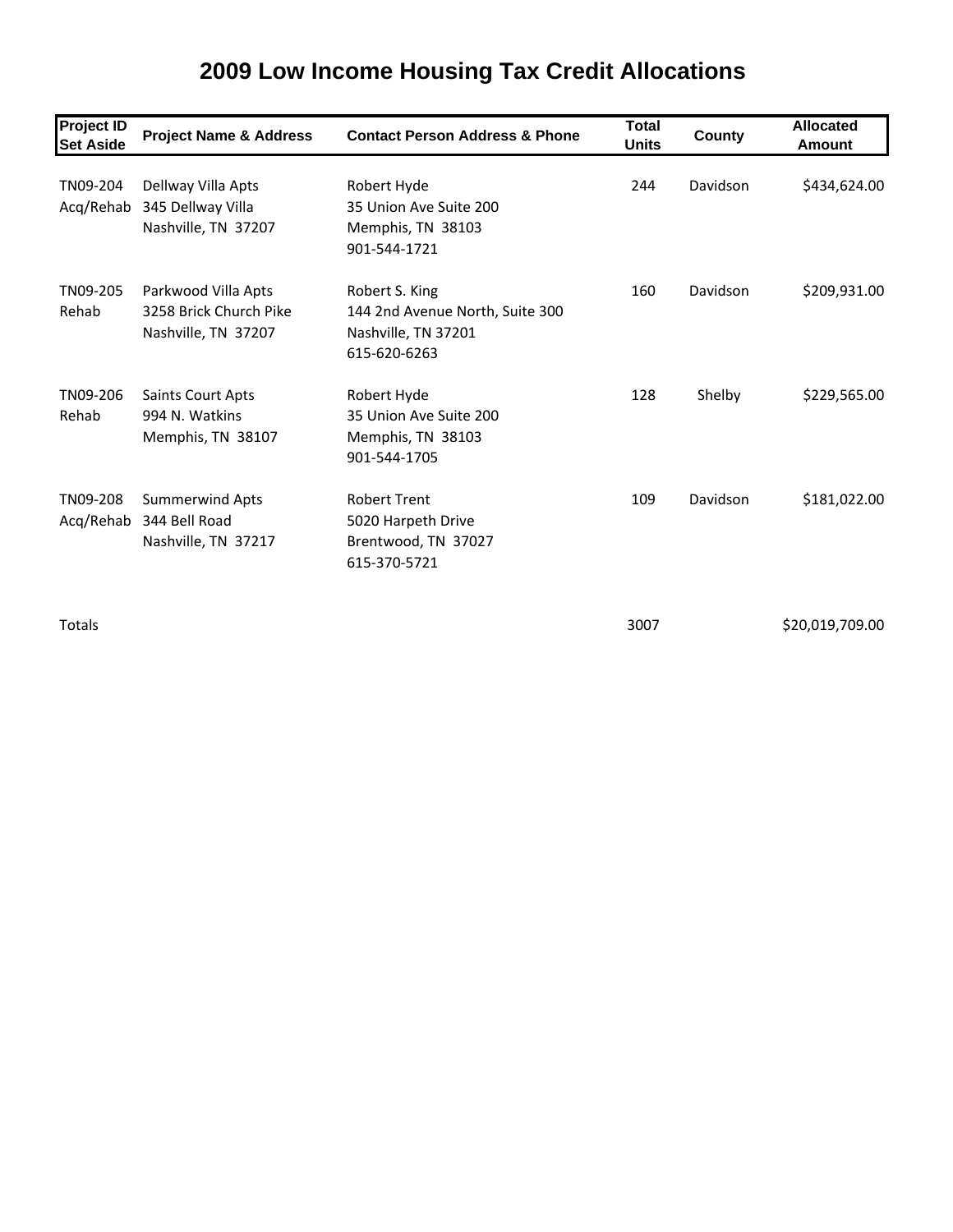# 2009 Low Income Housing Tax Credit Allocations

| Project ID Set Aside | Project Name & Address | Contact Person Address & Phone | Total Units | County | Allocated Amount |
|---|---|---|---|---|---|
| TN09-204 Acq/Rehab | Dellway Villa Apts 345 Dellway Villa Nashville, TN 37207 | Robert Hyde 35 Union Ave Suite 200 Memphis, TN 38103 901-544-1721 | 244 | Davidson | $434,624.00 |
| TN09-205 Rehab | Parkwood Villa Apts 3258 Brick Church Pike Nashville, TN 37207 | Robert S. King 144 2nd Avenue North, Suite 300 Nashville, TN 37201 615-620-6263 | 160 | Davidson | $209,931.00 |
| TN09-206 Rehab | Saints Court Apts 994 N. Watkins Memphis, TN 38107 | Robert Hyde 35 Union Ave Suite 200 Memphis, TN 38103 901-544-1705 | 128 | Shelby | $229,565.00 |
| TN09-208 Acq/Rehab | Summerwind Apts 344 Bell Road Nashville, TN 37217 | Robert Trent 5020 Harpeth Drive Brentwood, TN 37027 615-370-5721 | 109 | Davidson | $181,022.00 |
| Totals | | | 3007 | | $20,019,709.00 |